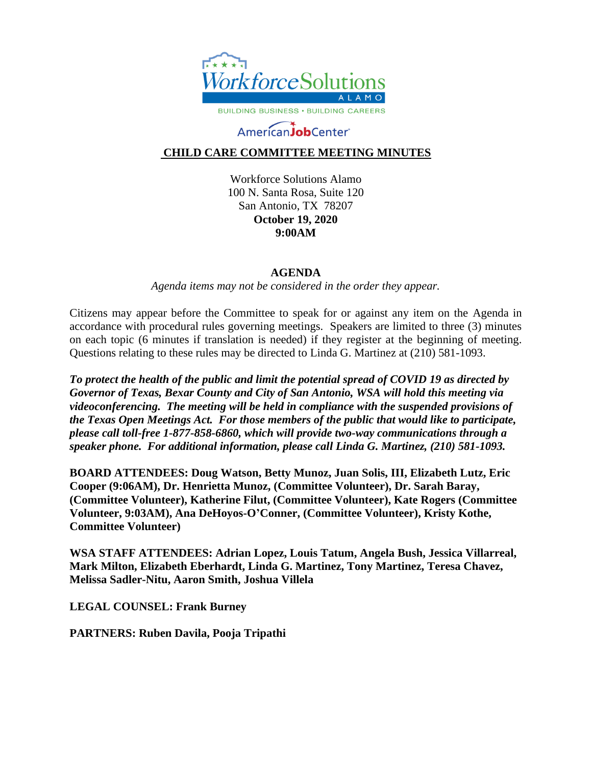WorkforceSolutions
ALAMO
BUILDING BUSINESS • BUILDING CAREERS

AmericanJobCenter

# CHILD CARE COMMITTEE MEETING MINUTES

Workforce Solutions Alamo
100 N. Santa Rosa, Suite 120
San Antonio, TX 78207
**October 19, 2020**
**9:00AM**

## AGENDA

*Agenda items may not be considered in the order they appear.*

Citizens may appear before the Committee to speak for or against any item on the Agenda in accordance with procedural rules governing meetings. Speakers are limited to three (3) minutes on each topic (6 minutes if translation is needed) if they register at the beginning of meeting. Questions relating to these rules may be directed to Linda G. Martinez at (210) 581-1093.

***To protect the health of the public and limit the potential spread of COVID 19 as directed by Governor of Texas, Bexar County and City of San Antonio, WSA will hold this meeting via videoconferencing. The meeting will be held in compliance with the suspended provisions of the Texas Open Meetings Act. For those members of the public that would like to participate, please call toll-free 1-877-858-6860, which will provide two-way communications through a speaker phone. For additional information, please call Linda G. Martinez, (210) 581-1093.***

**BOARD ATTENDEES: Doug Watson, Betty Munoz, Juan Solis, III, Elizabeth Lutz, Eric Cooper (9:06AM), Dr. Henrietta Munoz, (Committee Volunteer), Dr. Sarah Baray, (Committee Volunteer), Katherine Filut, (Committee Volunteer), Kate Rogers (Committee Volunteer, 9:03AM), Ana DeHoyos-O'Conner, (Committee Volunteer), Kristy Kothe, Committee Volunteer)**

**WSA STAFF ATTENDEES: Adrian Lopez, Louis Tatum, Angela Bush, Jessica Villarreal, Mark Milton, Elizabeth Eberhardt, Linda G. Martinez, Tony Martinez, Teresa Chavez, Melissa Sadler-Nitu, Aaron Smith, Joshua Villela**

**LEGAL COUNSEL: Frank Burney**

**PARTNERS: Ruben Davila, Pooja Tripathi**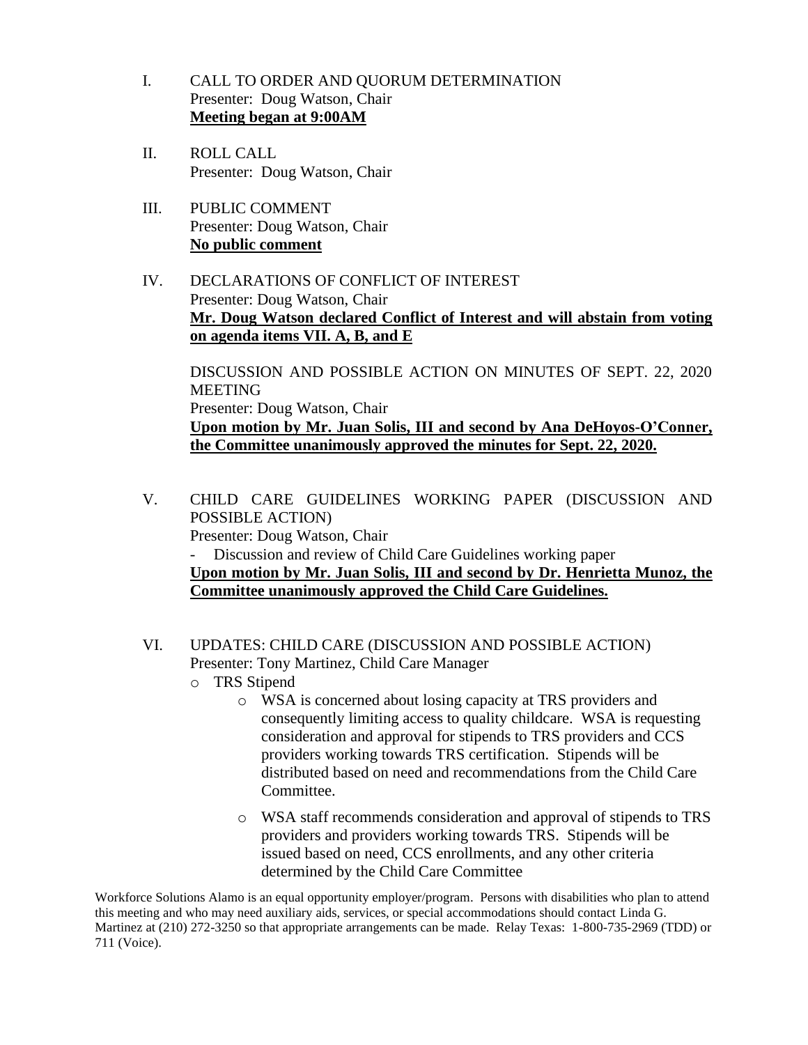I. CALL TO ORDER AND QUORUM DETERMINATION
Presenter: Doug Watson, Chair
**Meeting began at 9:00AM**

II. ROLL CALL
Presenter: Doug Watson, Chair

III. PUBLIC COMMENT
Presenter: Doug Watson, Chair
**No public comment**

IV. DECLARATIONS OF CONFLICT OF INTEREST
Presenter: Doug Watson, Chair
**Mr. Doug Watson declared Conflict of Interest and will abstain from voting on agenda items VII. A, B, and E**

DISCUSSION AND POSSIBLE ACTION ON MINUTES OF SEPT. 22, 2020 MEETING
Presenter: Doug Watson, Chair
**Upon motion by Mr. Juan Solis, III and second by Ana DeHoyos-O'Conner, the Committee unanimously approved the minutes for Sept. 22, 2020.**

V. CHILD CARE GUIDELINES WORKING PAPER (DISCUSSION AND POSSIBLE ACTION)
Presenter: Doug Watson, Chair
- Discussion and review of Child Care Guidelines working paper

**Upon motion by Mr. Juan Solis, III and second by Dr. Henrietta Munoz, the Committee unanimously approved the Child Care Guidelines.**

VI. UPDATES: CHILD CARE (DISCUSSION AND POSSIBLE ACTION)
Presenter: Tony Martinez, Child Care Manager
- TRS Stipend
  - WSA is concerned about losing capacity at TRS providers and consequently limiting access to quality childcare. WSA is requesting consideration and approval for stipends to TRS providers and CCS providers working towards TRS certification. Stipends will be distributed based on need and recommendations from the Child Care Committee.
  - WSA staff recommends consideration and approval of stipends to TRS providers and providers working towards TRS. Stipends will be issued based on need, CCS enrollments, and any other criteria determined by the Child Care Committee

Workforce Solutions Alamo is an equal opportunity employer/program. Persons with disabilities who plan to attend this meeting and who may need auxiliary aids, services, or special accommodations should contact Linda G. Martinez at (210) 272-3250 so that appropriate arrangements can be made. Relay Texas: 1-800-735-2969 (TDD) or 711 (Voice).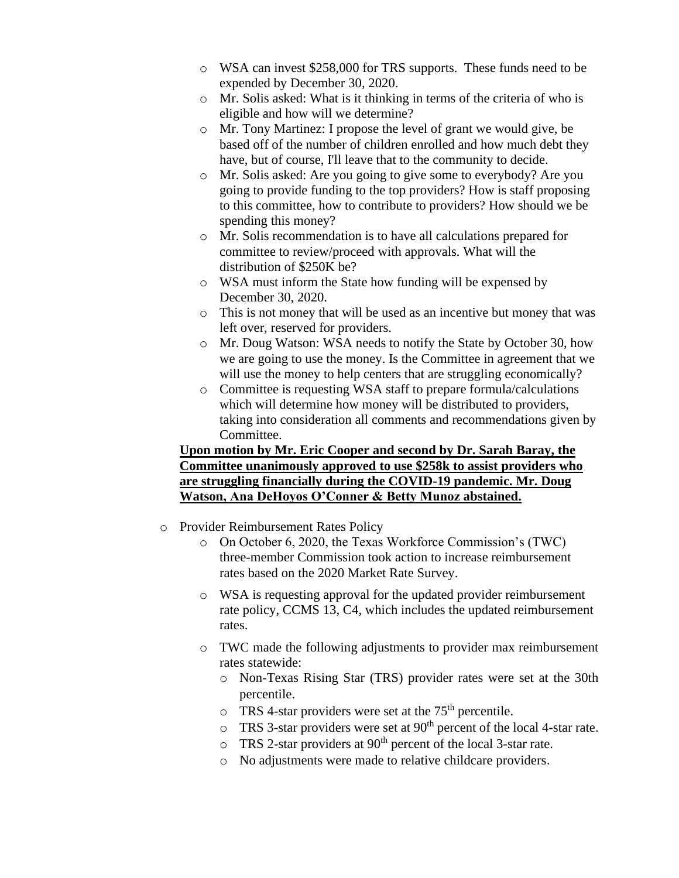- WSA can invest $258,000 for TRS supports. These funds need to be expended by December 30, 2020.
- Mr. Solis asked: What is it thinking in terms of the criteria of who is eligible and how will we determine?
- Mr. Tony Martinez: I propose the level of grant we would give, be based off of the number of children enrolled and how much debt they have, but of course, I'll leave that to the community to decide.
- Mr. Solis asked: Are you going to give some to everybody? Are you going to provide funding to the top providers? How is staff proposing to this committee, how to contribute to providers? How should we be spending this money?
- Mr. Solis recommendation is to have all calculations prepared for committee to review/proceed with approvals. What will the distribution of $250K be?
- WSA must inform the State how funding will be expensed by December 30, 2020.
- This is not money that will be used as an incentive but money that was left over, reserved for providers.
- Mr. Doug Watson: WSA needs to notify the State by October 30, how we are going to use the money. Is the Committee in agreement that we will use the money to help centers that are struggling economically?
- Committee is requesting WSA staff to prepare formula/calculations which will determine how money will be distributed to providers, taking into consideration all comments and recommendations given by Committee.

**Upon motion by Mr. Eric Cooper and second by Dr. Sarah Baray, the Committee unanimously approved to use $258k to assist providers who are struggling financially during the COVID-19 pandemic. Mr. Doug Watson, Ana DeHoyos O'Conner & Betty Munoz abstained.**

- Provider Reimbursement Rates Policy
  - On October 6, 2020, the Texas Workforce Commission's (TWC) three-member Commission took action to increase reimbursement rates based on the 2020 Market Rate Survey.
  - WSA is requesting approval for the updated provider reimbursement rate policy, CCMS 13, C4, which includes the updated reimbursement rates.
  - TWC made the following adjustments to provider max reimbursement rates statewide:
    - Non-Texas Rising Star (TRS) provider rates were set at the 30th percentile.
    - TRS 4-star providers were set at the 75th percentile.
    - TRS 3-star providers were set at 90th percent of the local 4-star rate.
    - TRS 2-star providers at 90th percent of the local 3-star rate.
    - No adjustments were made to relative childcare providers.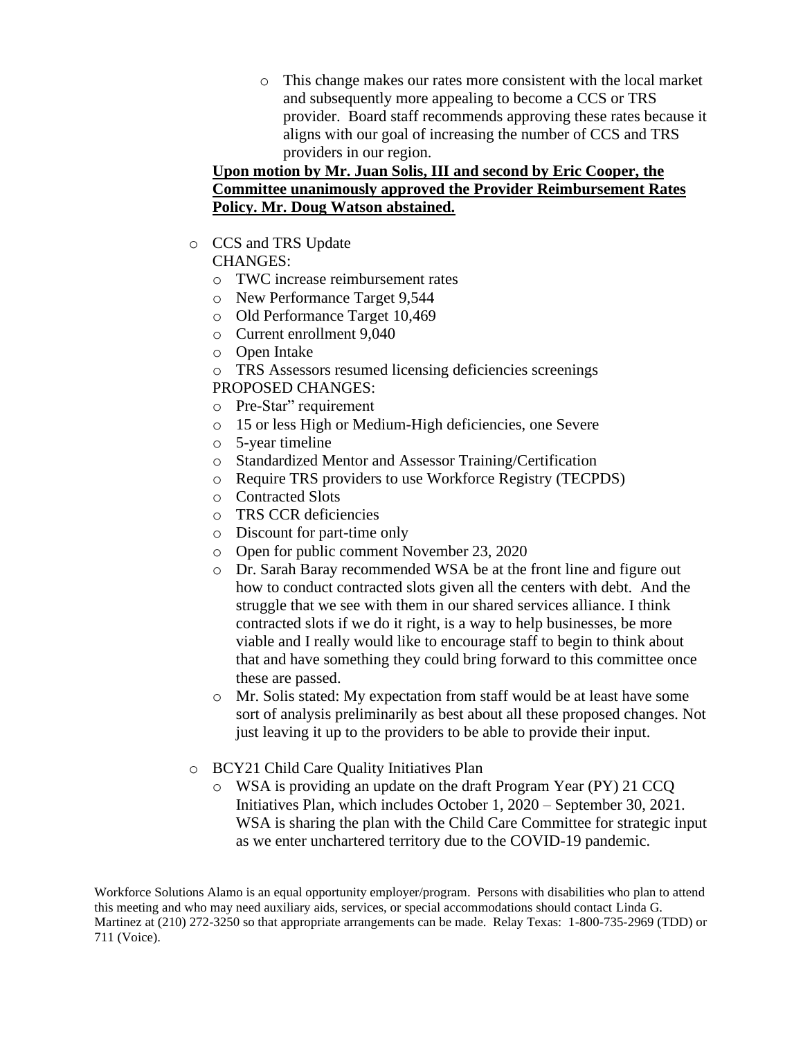- This change makes our rates more consistent with the local market and subsequently more appealing to become a CCS or TRS provider. Board staff recommends approving these rates because it aligns with our goal of increasing the number of CCS and TRS providers in our region.

**Upon motion by Mr. Juan Solis, III and second by Eric Cooper, the Committee unanimously approved the Provider Reimbursement Rates Policy. Mr. Doug Watson abstained.**

- CCS and TRS Update
  CHANGES:
  - TWC increase reimbursement rates
  - New Performance Target 9,544
  - Old Performance Target 10,469
  - Current enrollment 9,040
  - Open Intake
  - TRS Assessors resumed licensing deficiencies screenings

  PROPOSED CHANGES:
  - Pre-Star" requirement
  - 15 or less High or Medium-High deficiencies, one Severe
  - 5-year timeline
  - Standardized Mentor and Assessor Training/Certification
  - Require TRS providers to use Workforce Registry (TECPDS)
  - Contracted Slots
  - TRS CCR deficiencies
  - Discount for part-time only
  - Open for public comment November 23, 2020
  - Dr. Sarah Baray recommended WSA be at the front line and figure out how to conduct contracted slots given all the centers with debt. And the struggle that we see with them in our shared services alliance. I think contracted slots if we do it right, is a way to help businesses, be more viable and I really would like to encourage staff to begin to think about that and have something they could bring forward to this committee once these are passed.
  - Mr. Solis stated: My expectation from staff would be at least have some sort of analysis preliminarily as best about all these proposed changes. Not just leaving it up to the providers to be able to provide their input.

- BCY21 Child Care Quality Initiatives Plan
  - WSA is providing an update on the draft Program Year (PY) 21 CCQ Initiatives Plan, which includes October 1, 2020 – September 30, 2021. WSA is sharing the plan with the Child Care Committee for strategic input as we enter unchartered territory due to the COVID-19 pandemic.

Workforce Solutions Alamo is an equal opportunity employer/program. Persons with disabilities who plan to attend this meeting and who may need auxiliary aids, services, or special accommodations should contact Linda G. Martinez at (210) 272-3250 so that appropriate arrangements can be made. Relay Texas: 1-800-735-2969 (TDD) or 711 (Voice).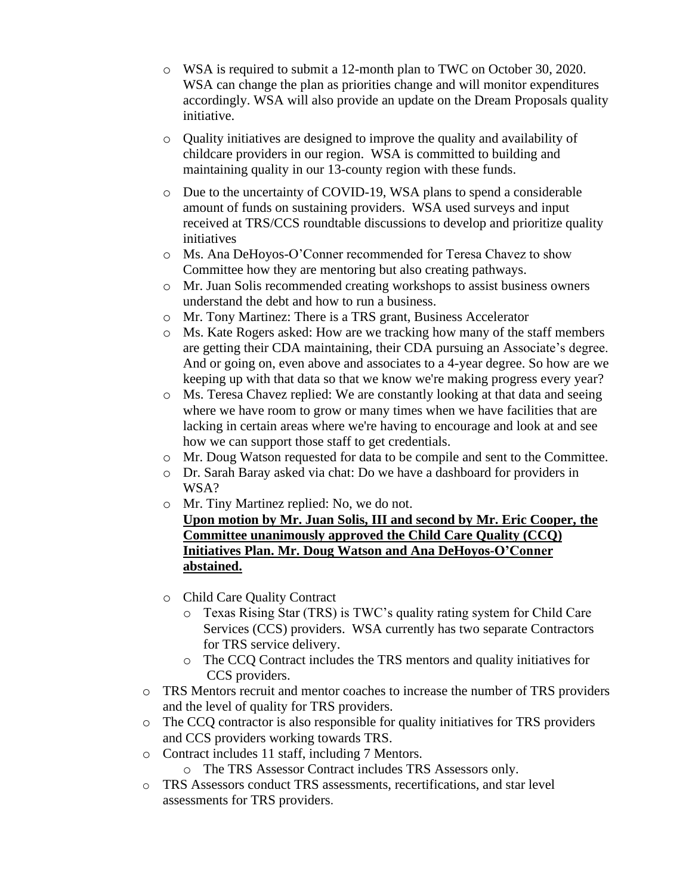- WSA is required to submit a 12-month plan to TWC on October 30, 2020. WSA can change the plan as priorities change and will monitor expenditures accordingly. WSA will also provide an update on the Dream Proposals quality initiative.
- Quality initiatives are designed to improve the quality and availability of childcare providers in our region. WSA is committed to building and maintaining quality in our 13-county region with these funds.
- Due to the uncertainty of COVID-19, WSA plans to spend a considerable amount of funds on sustaining providers. WSA used surveys and input received at TRS/CCS roundtable discussions to develop and prioritize quality initiatives
- Ms. Ana DeHoyos-O'Conner recommended for Teresa Chavez to show Committee how they are mentoring but also creating pathways.
- Mr. Juan Solis recommended creating workshops to assist business owners understand the debt and how to run a business.
- Mr. Tony Martinez: There is a TRS grant, Business Accelerator
- Ms. Kate Rogers asked: How are we tracking how many of the staff members are getting their CDA maintaining, their CDA pursuing an Associate's degree. And or going on, even above and associates to a 4-year degree. So how are we keeping up with that data so that we know we're making progress every year?
- Ms. Teresa Chavez replied: We are constantly looking at that data and seeing where we have room to grow or many times when we have facilities that are lacking in certain areas where we're having to encourage and look at and see how we can support those staff to get credentials.
- Mr. Doug Watson requested for data to be compile and sent to the Committee.
- Dr. Sarah Baray asked via chat: Do we have a dashboard for providers in WSA?
- Mr. Tiny Martinez replied: No, we do not.

  **Upon motion by Mr. Juan Solis, III and second by Mr. Eric Cooper, the Committee unanimously approved the Child Care Quality (CCQ) Initiatives Plan. Mr. Doug Watson and Ana DeHoyos-O'Conner abstained.**

- Child Care Quality Contract
  - Texas Rising Star (TRS) is TWC's quality rating system for Child Care Services (CCS) providers. WSA currently has two separate Contractors for TRS service delivery.
  - The CCQ Contract includes the TRS mentors and quality initiatives for CCS providers.
- TRS Mentors recruit and mentor coaches to increase the number of TRS providers and the level of quality for TRS providers.
- The CCQ contractor is also responsible for quality initiatives for TRS providers and CCS providers working towards TRS.
- Contract includes 11 staff, including 7 Mentors.
  - The TRS Assessor Contract includes TRS Assessors only.
- TRS Assessors conduct TRS assessments, recertifications, and star level assessments for TRS providers.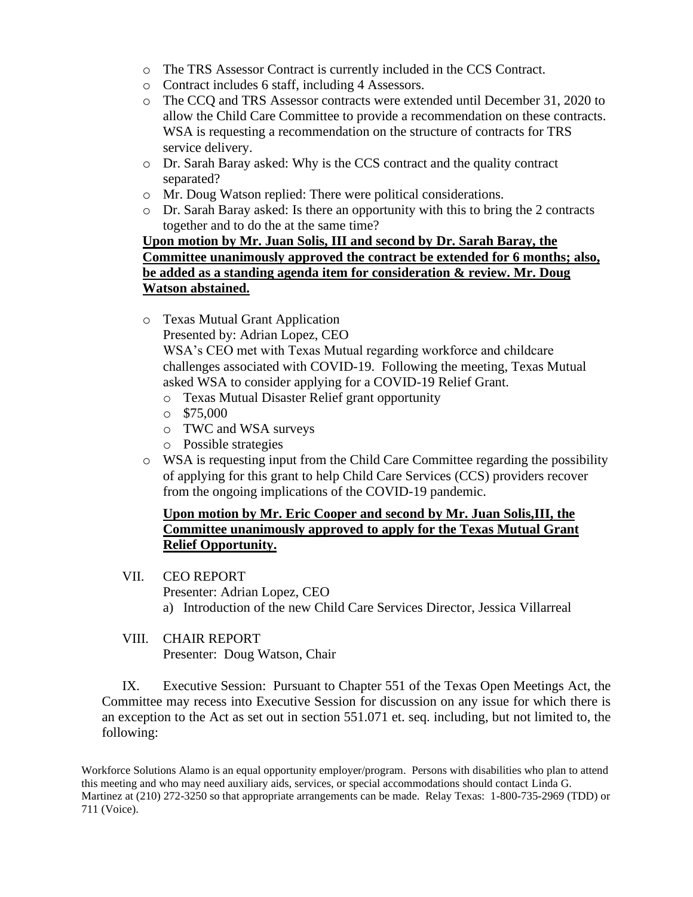- The TRS Assessor Contract is currently included in the CCS Contract.
- Contract includes 6 staff, including 4 Assessors.
- The CCQ and TRS Assessor contracts were extended until December 31, 2020 to allow the Child Care Committee to provide a recommendation on these contracts. WSA is requesting a recommendation on the structure of contracts for TRS service delivery.
- Dr. Sarah Baray asked: Why is the CCS contract and the quality contract separated?
- Mr. Doug Watson replied: There were political considerations.
- Dr. Sarah Baray asked: Is there an opportunity with this to bring the 2 contracts together and to do the at the same time?

**Upon motion by Mr. Juan Solis, III and second by Dr. Sarah Baray, the Committee unanimously approved the contract be extended for 6 months; also, be added as a standing agenda item for consideration & review. Mr. Doug Watson abstained.**

- Texas Mutual Grant Application
  Presented by: Adrian Lopez, CEO
  WSA's CEO met with Texas Mutual regarding workforce and childcare challenges associated with COVID-19. Following the meeting, Texas Mutual asked WSA to consider applying for a COVID-19 Relief Grant.
  - Texas Mutual Disaster Relief grant opportunity
  - $75,000
  - TWC and WSA surveys
  - Possible strategies
- WSA is requesting input from the Child Care Committee regarding the possibility of applying for this grant to help Child Care Services (CCS) providers recover from the ongoing implications of the COVID-19 pandemic.

**Upon motion by Mr. Eric Cooper and second by Mr. Juan Solis,III, the Committee unanimously approved to apply for the Texas Mutual Grant Relief Opportunity.**

VII. CEO REPORT
Presenter: Adrian Lopez, CEO

a) Introduction of the new Child Care Services Director, Jessica Villarreal

VIII. CHAIR REPORT
Presenter: Doug Watson, Chair

IX. Executive Session: Pursuant to Chapter 551 of the Texas Open Meetings Act, the Committee may recess into Executive Session for discussion on any issue for which there is an exception to the Act as set out in section 551.071 et. seq. including, but not limited to, the following:

Workforce Solutions Alamo is an equal opportunity employer/program. Persons with disabilities who plan to attend this meeting and who may need auxiliary aids, services, or special accommodations should contact Linda G. Martinez at (210) 272-3250 so that appropriate arrangements can be made. Relay Texas: 1-800-735-2969 (TDD) or 711 (Voice).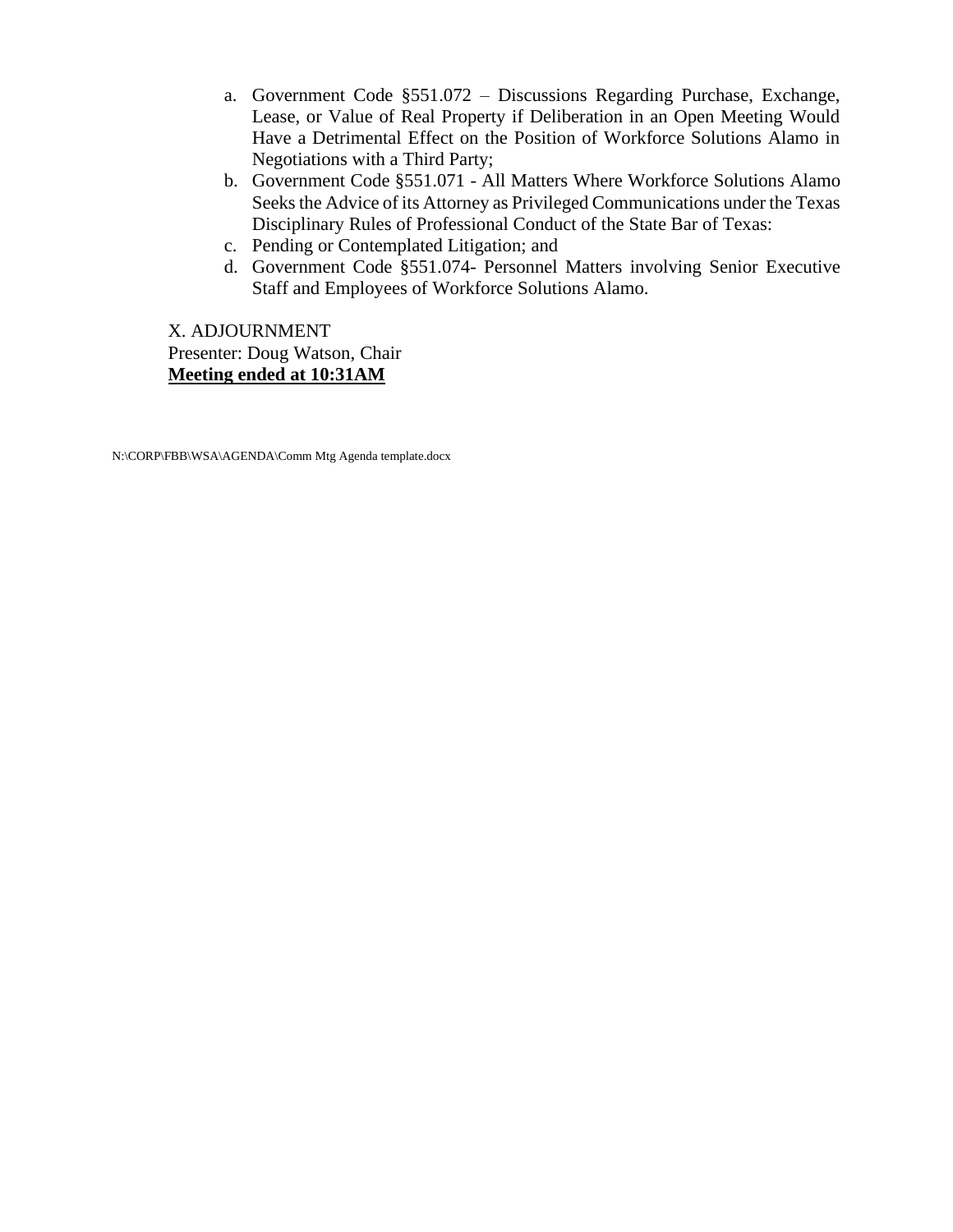a. Government Code §551.072 – Discussions Regarding Purchase, Exchange, Lease, or Value of Real Property if Deliberation in an Open Meeting Would Have a Detrimental Effect on the Position of Workforce Solutions Alamo in Negotiations with a Third Party;
b. Government Code §551.071 - All Matters Where Workforce Solutions Alamo Seeks the Advice of its Attorney as Privileged Communications under the Texas Disciplinary Rules of Professional Conduct of the State Bar of Texas:
c. Pending or Contemplated Litigation; and
d. Government Code §551.074- Personnel Matters involving Senior Executive Staff and Employees of Workforce Solutions Alamo.

X. ADJOURNMENT
Presenter: Doug Watson, Chair
**Meeting ended at 10:31AM**

N:\CORP\FBB\WSA\AGENDA\Comm Mtg Agenda template.docx